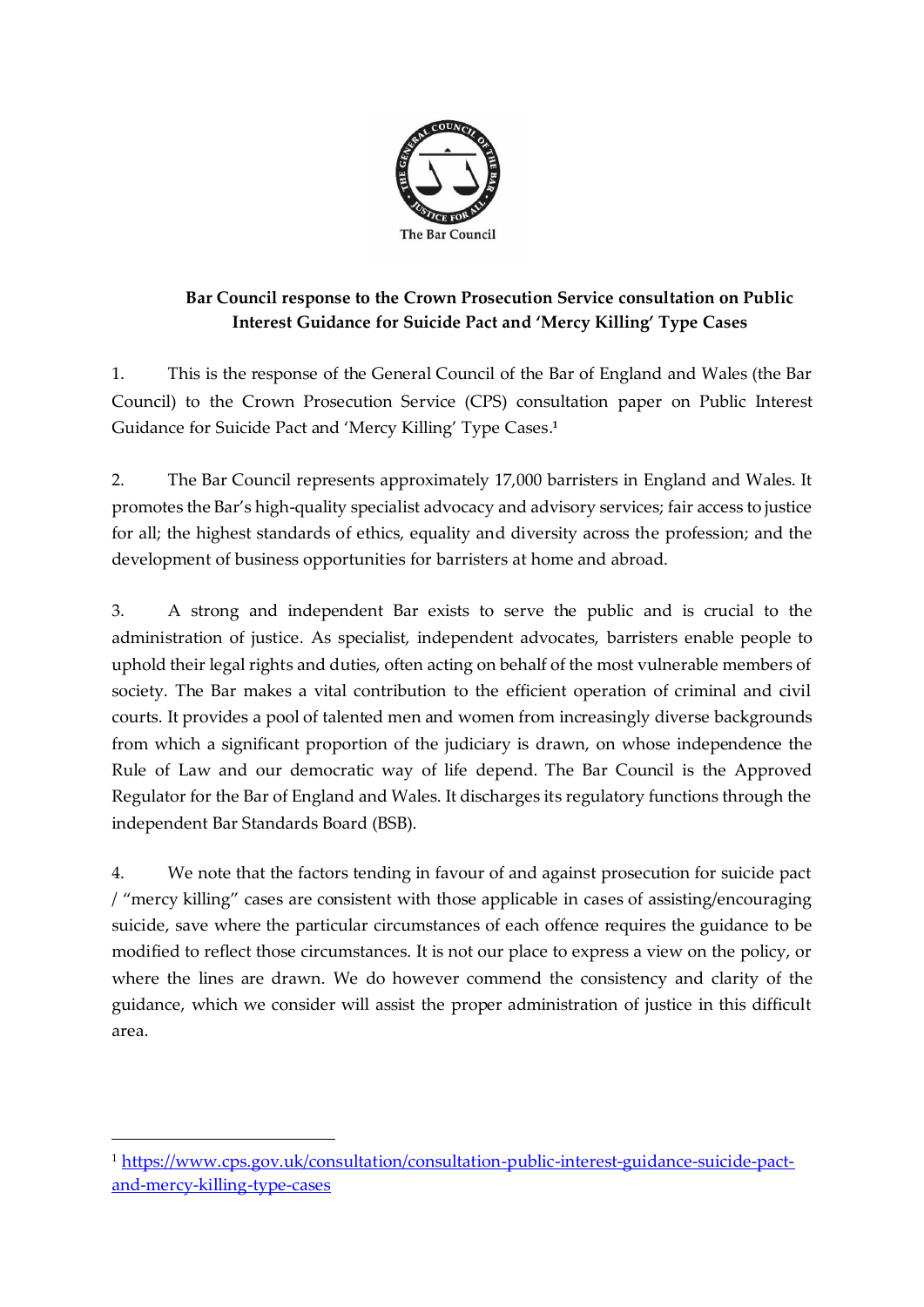The Bar Council

**Bar Council response to the Crown Prosecution Service consultation on Public Interest Guidance for Suicide Pact and 'Mercy Killing' Type Cases**

1. This is the response of the General Council of the Bar of England and Wales (the Bar Council) to the Crown Prosecution Service (CPS) consultation paper on Public Interest Guidance for Suicide Pact and 'Mercy Killing' Type Cases.[1]

2. The Bar Council represents approximately 17,000 barristers in England and Wales. It promotes the Bar's high-quality specialist advocacy and advisory services; fair access to justice for all; the highest standards of ethics, equality and diversity across the profession; and the development of business opportunities for barristers at home and abroad.

3. A strong and independent Bar exists to serve the public and is crucial to the administration of justice. As specialist, independent advocates, barristers enable people to uphold their legal rights and duties, often acting on behalf of the most vulnerable members of society. The Bar makes a vital contribution to the efficient operation of criminal and civil courts. It provides a pool of talented men and women from increasingly diverse backgrounds from which a significant proportion of the judiciary is drawn, on whose independence the Rule of Law and our democratic way of life depend. The Bar Council is the Approved Regulator for the Bar of England and Wales. It discharges its regulatory functions through the independent Bar Standards Board (BSB).

4. We note that the factors tending in favour of and against prosecution for suicide pact / "mercy killing" cases are consistent with those applicable in cases of assisting/encouraging suicide, save where the particular circumstances of each offence requires the guidance to be modified to reflect those circumstances. It is not our place to express a view on the policy, or where the lines are drawn. We do however commend the consistency and clarity of the guidance, which we consider will assist the proper administration of justice in this difficult area.

---

[1] https://www.cps.gov.uk/consultation/consultation-public-interest-guidance-suicide-pact-and-mercy-killing-type-cases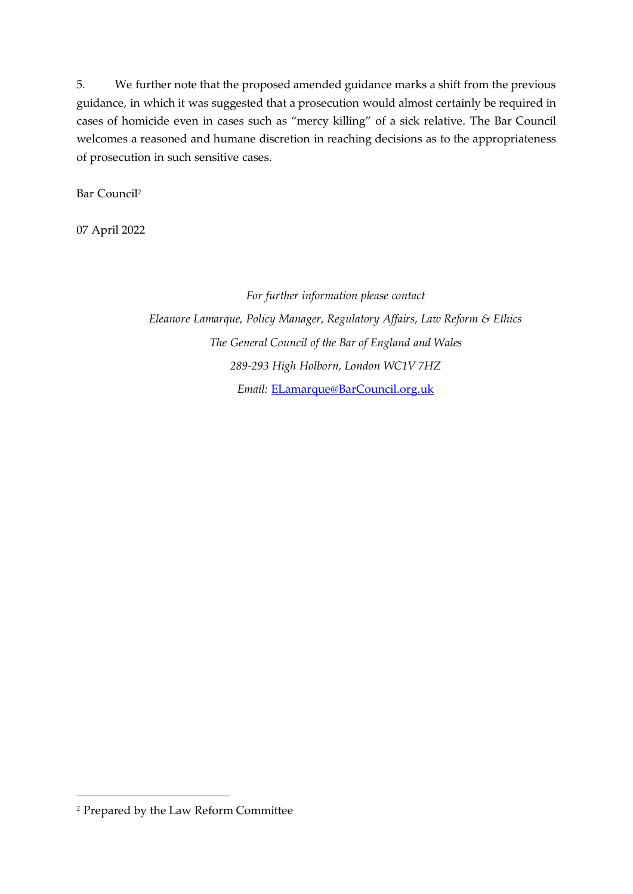5. We further note that the proposed amended guidance marks a shift from the previous guidance, in which it was suggested that a prosecution would almost certainly be required in cases of homicide even in cases such as "mercy killing" of a sick relative. The Bar Council welcomes a reasoned and humane discretion in reaching decisions as to the appropriateness of prosecution in such sensitive cases.

Bar Council[2]

07 April 2022

*For further information please contact*
*Eleanore Lamarque, Policy Manager, Regulatory Affairs, Law Reform & Ethics*
*The General Council of the Bar of England and Wales*
*289-293 High Holborn, London WC1V 7HZ*
*Email:* [ELamarque@BarCouncil.org.uk](mailto:ELamarque@BarCouncil.org.uk)

[2] Prepared by the Law Reform Committee